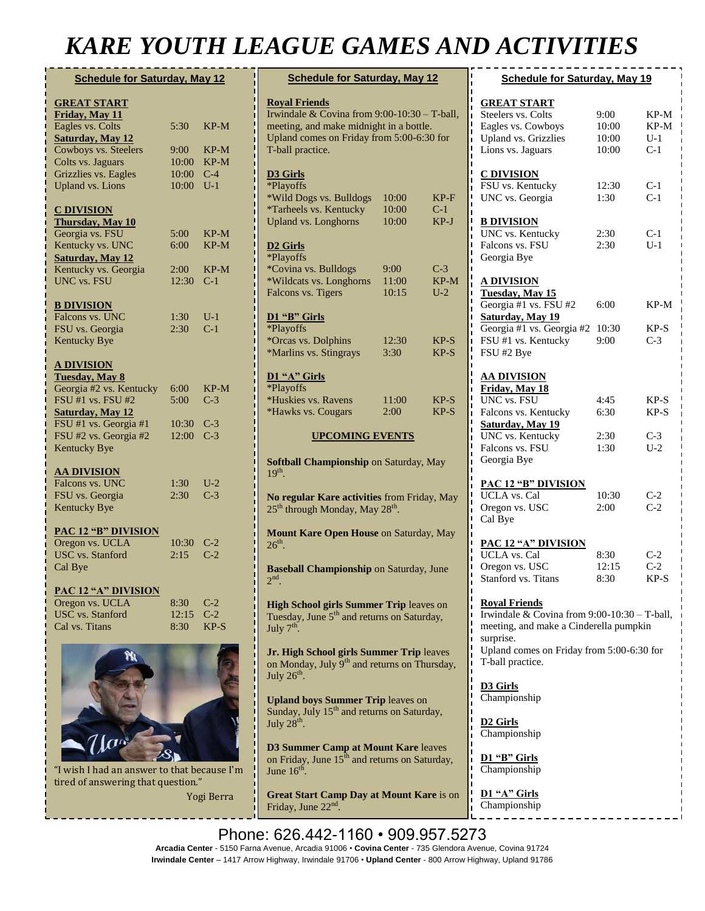# KARE YOUTH LEAGUE GAMES AND ACTIVITIES

## Schedule for Saturday, May 12

**GREAT START**

**Friday, May 11**

| | | |
|---|---|---|
| Eagles vs. Colts | 5:30 | KP-M |

**Saturday, May 12**

| | | |
|---|---|---|
| Cowboys vs. Steelers | 9:00 | KP-M |
| Colts vs. Jaguars | 10:00 | KP-M |
| Grizzlies vs. Eagles | 10:00 | C-4 |
| Upland vs. Lions | 10:00 | U-1 |

**C DIVISION**

**Thursday, May 10**

| | | |
|---|---|---|
| Georgia vs. FSU | 5:00 | KP-M |
| Kentucky vs. UNC | 6:00 | KP-M |

**Saturday, May 12**

| | | |
|---|---|---|
| Kentucky vs. Georgia | 2:00 | KP-M |
| UNC vs. FSU | 12:30 | C-1 |

**B DIVISION**

| | | |
|---|---|---|
| Falcons vs. UNC | 1:30 | U-1 |
| FSU vs. Georgia | 2:30 | C-1 |
| Kentucky Bye | | |

**A DIVISION**

**Tuesday, May 8**

| | | |
|---|---|---|
| Georgia #2 vs. Kentucky | 6:00 | KP-M |
| FSU #1 vs. FSU #2 | 5:00 | C-3 |

**Saturday, May 12**

| | | |
|---|---|---|
| FSU #1 vs. Georgia #1 | 10:30 | C-3 |
| FSU #2 vs. Georgia #2 | 12:00 | C-3 |
| Kentucky Bye | | |

**AA DIVISION**

| | | |
|---|---|---|
| Falcons vs. UNC | 1:30 | U-2 |
| FSU vs. Georgia | 2:30 | C-3 |
| Kentucky Bye | | |

**PAC 12 "B" DIVISION**

| | | |
|---|---|---|
| Oregon vs. UCLA | 10:30 | C-2 |
| USC vs. Stanford | 2:15 | C-2 |
| Cal Bye | | |

**PAC 12 "A" DIVISION**

| | | |
|---|---|---|
| Oregon vs. UCLA | 8:30 | C-2 |
| USC vs. Stanford | 12:15 | C-2 |
| Cal vs. Titans | 8:30 | KP-S |

"I wish I had an answer to that because I'm tired of answering that question."

Yogi Berra

## Schedule for Saturday, May 12

**Royal Friends**

Irwindale & Covina from 9:00-10:30 – T-ball, meeting, and make midnight in a bottle. Upland comes on Friday from 5:00-6:30 for T-ball practice.

**D3 Girls**

*Playoffs

| | | |
|---|---|---|
| *Wild Dogs vs. Bulldogs | 10:00 | KP-F |
| *Tarheels vs. Kentucky | 10:00 | C-1 |
| Upland vs. Longhorns | 10:00 | KP-J |

**D2 Girls**

*Playoffs

| | | |
|---|---|---|
| *Covina vs. Bulldogs | 9:00 | C-3 |
| *Wildcats vs. Longhorns | 11:00 | KP-M |
| Falcons vs. Tigers | 10:15 | U-2 |

**D1 "B" Girls**

*Playoffs

| | | |
|---|---|---|
| *Orcas vs. Dolphins | 12:30 | KP-S |
| *Marlins vs. Stingrays | 3:30 | KP-S |

**D1 "A" Girls**

*Playoffs

| | | |
|---|---|---|
| *Huskies vs. Ravens | 11:00 | KP-S |
| *Hawks vs. Cougars | 2:00 | KP-S |

**UPCOMING EVENTS**

**Softball Championship** on Saturday, May 19th.

**No regular Kare activities** from Friday, May 25th through Monday, May 28th.

**Mount Kare Open House** on Saturday, May 26th.

**Baseball Championship** on Saturday, June 2nd.

**High School girls Summer Trip** leaves on Tuesday, June 5th and returns on Saturday, July 7th.

**Jr. High School girls Summer Trip** leaves on Monday, July 9th and returns on Thursday, July 26th.

**Upland boys Summer Trip** leaves on Sunday, July 15th and returns on Saturday, July 28th.

**D3 Summer Camp at Mount Kare** leaves on Friday, June 15th and returns on Saturday, June 16th.

**Great Start Camp Day at Mount Kare** is on Friday, June 22nd.

## Schedule for Saturday, May 19

**GREAT START**

| | | |
|---|---|---|
| Steelers vs. Colts | 9:00 | KP-M |
| Eagles vs. Cowboys | 10:00 | KP-M |
| Upland vs. Grizzlies | 10:00 | U-1 |
| Lions vs. Jaguars | 10:00 | C-1 |

**C DIVISION**

| | | |
|---|---|---|
| FSU vs. Kentucky | 12:30 | C-1 |
| UNC vs. Georgia | 1:30 | C-1 |

**B DIVISION**

| | | |
|---|---|---|
| UNC vs. Kentucky | 2:30 | C-1 |
| Falcons vs. FSU | 2:30 | U-1 |
| Georgia Bye | | |

**A DIVISION**

**Tuesday, May 15**

| | | |
|---|---|---|
| Georgia #1 vs. FSU #2 | 6:00 | KP-M |

**Saturday, May 19**

| | | |
|---|---|---|
| Georgia #1 vs. Georgia #2 | 10:30 | KP-S |
| FSU #1 vs. Kentucky | 9:00 | C-3 |
| FSU #2 Bye | | |

**AA DIVISION**

**Friday, May 18**

| | | |
|---|---|---|
| UNC vs. FSU | 4:45 | KP-S |
| Falcons vs. Kentucky | 6:30 | KP-S |

**Saturday, May 19**

| | | |
|---|---|---|
| UNC vs. Kentucky | 2:30 | C-3 |
| Falcons vs. FSU | 1:30 | U-2 |
| Georgia Bye | | |

**PAC 12 "B" DIVISION**

| | | |
|---|---|---|
| UCLA vs. Cal | 10:30 | C-2 |
| Oregon vs. USC | 2:00 | C-2 |
| Cal Bye | | |

**PAC 12 "A" DIVISION**

| | | |
|---|---|---|
| UCLA vs. Cal | 8:30 | C-2 |
| Oregon vs. USC | 12:15 | C-2 |
| Stanford vs. Titans | 8:30 | KP-S |

**Royal Friends**

Irwindale & Covina from 9:00-10:30 – T-ball, meeting, and make a Cinderella pumpkin surprise.

Upland comes on Friday from 5:00-6:30 for T-ball practice.

**D3 Girls**

Championship

**D2 Girls**

Championship

**D1 "B" Girls**

Championship

**D1 "A" Girls**

Championship

Phone: 626.442-1160 • 909.957.5273

**Arcadia Center** - 5150 Farna Avenue, Arcadia 91006 • **Covina Center** - 735 Glendora Avenue, Covina 91724
**Irwindale Center** – 1417 Arrow Highway, Irwindale 91706 • **Upland Center** - 800 Arrow Highway, Upland 91786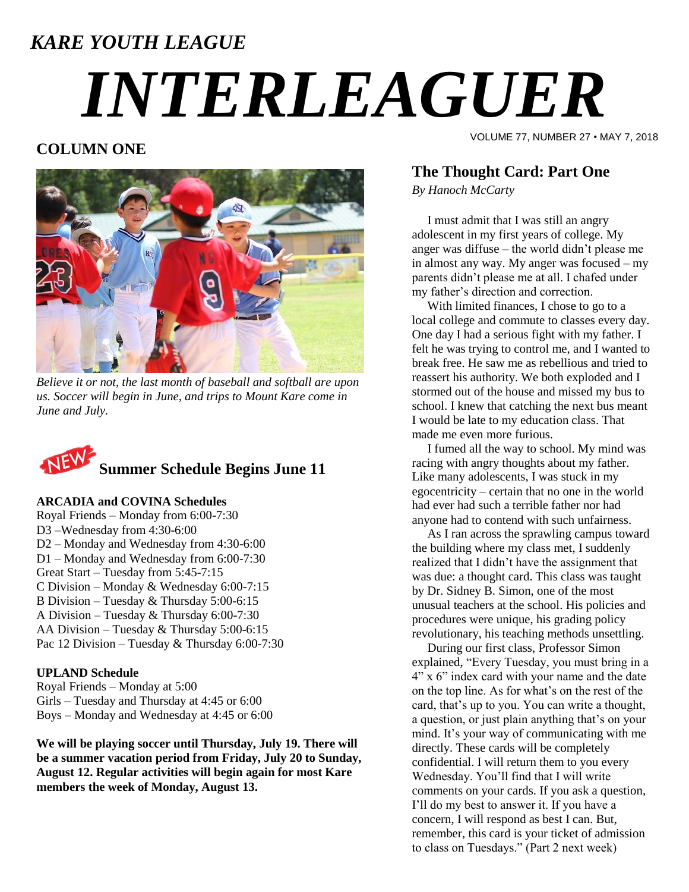*KARE YOUTH LEAGUE*

# *INTERLEAGUER*

VOLUME 77, NUMBER 27 • MAY 7, 2018

## COLUMN ONE

*Believe it or not, the last month of baseball and softball are upon us. Soccer will begin in June, and trips to Mount Kare come in June and July.*

## NEW Summer Schedule Begins June 11

**ARCADIA and COVINA Schedules**

Royal Friends – Monday from 6:00-7:30
D3 –Wednesday from 4:30-6:00
D2 – Monday and Wednesday from 4:30-6:00
D1 – Monday and Wednesday from 6:00-7:30
Great Start – Tuesday from 5:45-7:15
C Division – Monday & Wednesday 6:00-7:15
B Division – Tuesday & Thursday 5:00-6:15
A Division – Tuesday & Thursday 6:00-7:30
AA Division – Tuesday & Thursday 5:00-6:15
Pac 12 Division – Tuesday & Thursday 6:00-7:30

**UPLAND Schedule**

Royal Friends – Monday at 5:00
Girls – Tuesday and Thursday at 4:45 or 6:00
Boys – Monday and Wednesday at 4:45 or 6:00

**We will be playing soccer until Thursday, July 19. There will be a summer vacation period from Friday, July 20 to Sunday, August 12. Regular activities will begin again for most Kare members the week of Monday, August 13.**

## The Thought Card: Part One

*By Hanoch McCarty*

I must admit that I was still an angry adolescent in my first years of college. My anger was diffuse – the world didn't please me in almost any way. My anger was focused – my parents didn't please me at all. I chafed under my father's direction and correction.

With limited finances, I chose to go to a local college and commute to classes every day. One day I had a serious fight with my father. I felt he was trying to control me, and I wanted to break free. He saw me as rebellious and tried to reassert his authority. We both exploded and I stormed out of the house and missed my bus to school. I knew that catching the next bus meant I would be late to my education class. That made me even more furious.

I fumed all the way to school. My mind was racing with angry thoughts about my father. Like many adolescents, I was stuck in my egocentricity – certain that no one in the world had ever had such a terrible father nor had anyone had to contend with such unfairness.

As I ran across the sprawling campus toward the building where my class met, I suddenly realized that I didn't have the assignment that was due: a thought card. This class was taught by Dr. Sidney B. Simon, one of the most unusual teachers at the school. His policies and procedures were unique, his grading policy revolutionary, his teaching methods unsettling.

During our first class, Professor Simon explained, "Every Tuesday, you must bring in a 4" x 6" index card with your name and the date on the top line. As for what's on the rest of the card, that's up to you. You can write a thought, a question, or just plain anything that's on your mind. It's your way of communicating with me directly. These cards will be completely confidential. I will return them to you every Wednesday. You'll find that I will write comments on your cards. If you ask a question, I'll do my best to answer it. If you have a concern, I will respond as best I can. But, remember, this card is your ticket of admission to class on Tuesdays." (Part 2 next week)